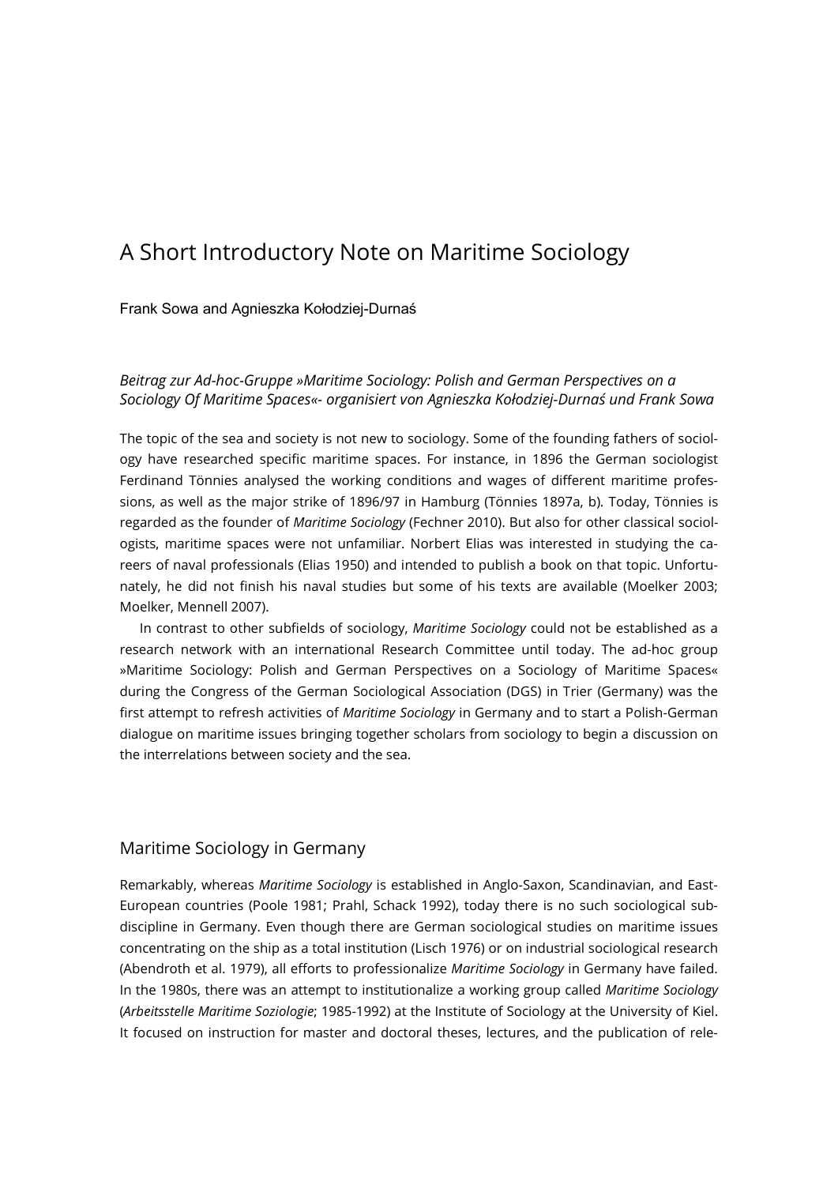# A Short Introductory Note on Maritime Sociology

Frank Sowa and Agnieszka Kołodziej-Durnaś

*Beitrag zur Ad-hoc-Gruppe »Maritime Sociology: Polish and German Perspectives on a Sociology Of Maritime Spaces«- organisiert von Agnieszka Kołodziej-Durnaś und Frank Sowa*

The topic of the sea and society is not new to sociology. Some of the founding fathers of sociology have researched specific maritime spaces. For instance, in 1896 the German sociologist Ferdinand Tönnies analysed the working conditions and wages of different maritime professions, as well as the major strike of 1896/97 in Hamburg (Tönnies 1897a, b). Today, Tönnies is regarded as the founder of *Maritime Sociology* (Fechner 2010). But also for other classical sociologists, maritime spaces were not unfamiliar. Norbert Elias was interested in studying the careers of naval professionals (Elias 1950) and intended to publish a book on that topic. Unfortunately, he did not finish his naval studies but some of his texts are available (Moelker 2003; Moelker, Mennell 2007).

In contrast to other subfields of sociology, *Maritime Sociology* could not be established as a research network with an international Research Committee until today. The ad-hoc group »Maritime Sociology: Polish and German Perspectives on a Sociology of Maritime Spaces« during the Congress of the German Sociological Association (DGS) in Trier (Germany) was the first attempt to refresh activities of *Maritime Sociology* in Germany and to start a Polish-German dialogue on maritime issues bringing together scholars from sociology to begin a discussion on the interrelations between society and the sea.

## Maritime Sociology in Germany

Remarkably, whereas *Maritime Sociology* is established in Anglo-Saxon, Scandinavian, and East-European countries (Poole 1981; Prahl, Schack 1992), today there is no such sociological subdiscipline in Germany. Even though there are German sociological studies on maritime issues concentrating on the ship as a total institution (Lisch 1976) or on industrial sociological research (Abendroth et al. 1979), all efforts to professionalize *Maritime Sociology* in Germany have failed. In the 1980s, there was an attempt to institutionalize a working group called *Maritime Sociology* (*Arbeitsstelle Maritime Soziologie*; 1985-1992) at the Institute of Sociology at the University of Kiel. It focused on instruction for master and doctoral theses, lectures, and the publication of rele-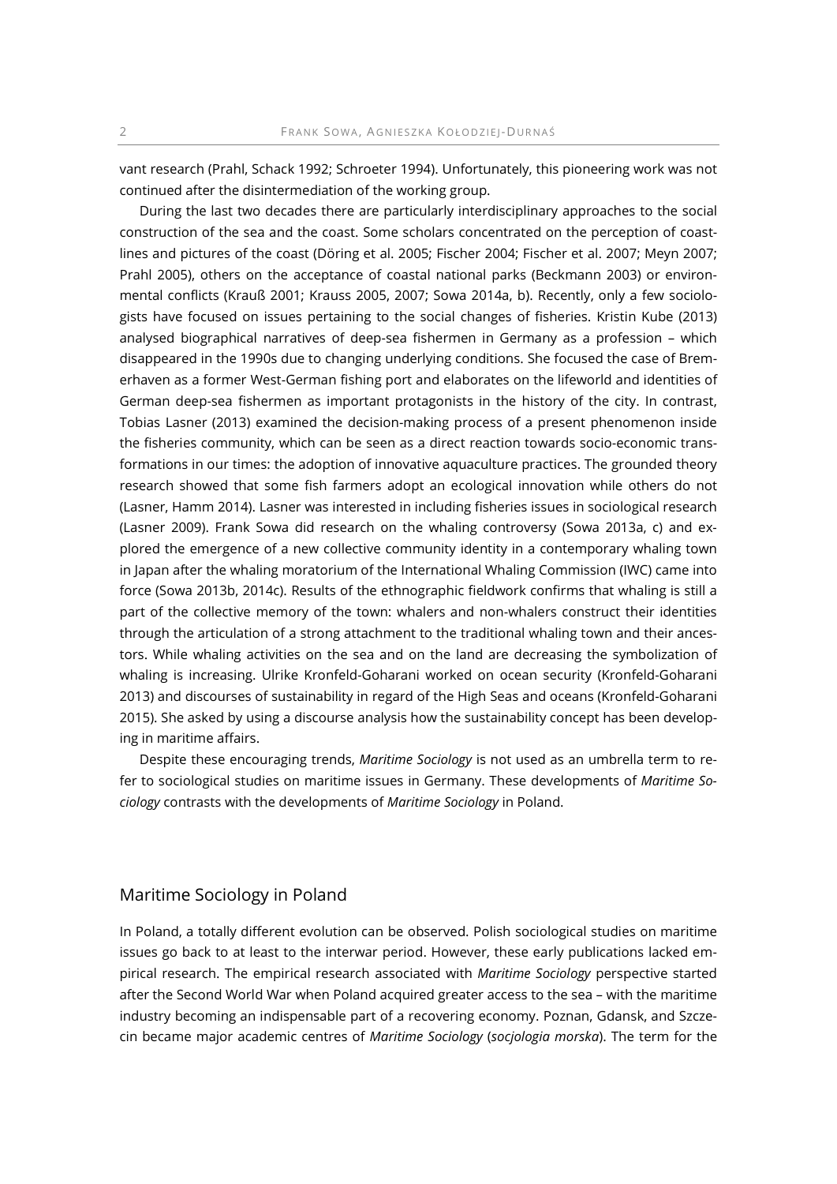vant research (Prahl, Schack 1992; Schroeter 1994). Unfortunately, this pioneering work was not continued after the disintermediation of the working group.

During the last two decades there are particularly interdisciplinary approaches to the social construction of the sea and the coast. Some scholars concentrated on the perception of coastlines and pictures of the coast (Döring et al. 2005; Fischer 2004; Fischer et al. 2007; Meyn 2007; Prahl 2005), others on the acceptance of coastal national parks (Beckmann 2003) or environmental conflicts (Krauß 2001; Krauss 2005, 2007; Sowa 2014a, b). Recently, only a few sociologists have focused on issues pertaining to the social changes of fisheries. Kristin Kube (2013) analysed biographical narratives of deep-sea fishermen in Germany as a profession – which disappeared in the 1990s due to changing underlying conditions. She focused the case of Bremerhaven as a former West-German fishing port and elaborates on the lifeworld and identities of German deep-sea fishermen as important protagonists in the history of the city. In contrast, Tobias Lasner (2013) examined the decision-making process of a present phenomenon inside the fisheries community, which can be seen as a direct reaction towards socio-economic transformations in our times: the adoption of innovative aquaculture practices. The grounded theory research showed that some fish farmers adopt an ecological innovation while others do not (Lasner, Hamm 2014). Lasner was interested in including fisheries issues in sociological research (Lasner 2009). Frank Sowa did research on the whaling controversy (Sowa 2013a, c) and explored the emergence of a new collective community identity in a contemporary whaling town in Japan after the whaling moratorium of the International Whaling Commission (IWC) came into force (Sowa 2013b, 2014c). Results of the ethnographic fieldwork confirms that whaling is still a part of the collective memory of the town: whalers and non-whalers construct their identities through the articulation of a strong attachment to the traditional whaling town and their ancestors. While whaling activities on the sea and on the land are decreasing the symbolization of whaling is increasing. Ulrike Kronfeld-Goharani worked on ocean security (Kronfeld-Goharani 2013) and discourses of sustainability in regard of the High Seas and oceans (Kronfeld-Goharani 2015). She asked by using a discourse analysis how the sustainability concept has been developing in maritime affairs.

Despite these encouraging trends, *Maritime Sociology* is not used as an umbrella term to refer to sociological studies on maritime issues in Germany. These developments of *Maritime Sociology* contrasts with the developments of *Maritime Sociology* in Poland.

## Maritime Sociology in Poland

In Poland, a totally different evolution can be observed. Polish sociological studies on maritime issues go back to at least to the interwar period. However, these early publications lacked empirical research. The empirical research associated with *Maritime Sociology* perspective started after the Second World War when Poland acquired greater access to the sea – with the maritime industry becoming an indispensable part of a recovering economy. Poznan, Gdansk, and Szczecin became major academic centres of *Maritime Sociology* (*socjologia morska*). The term for the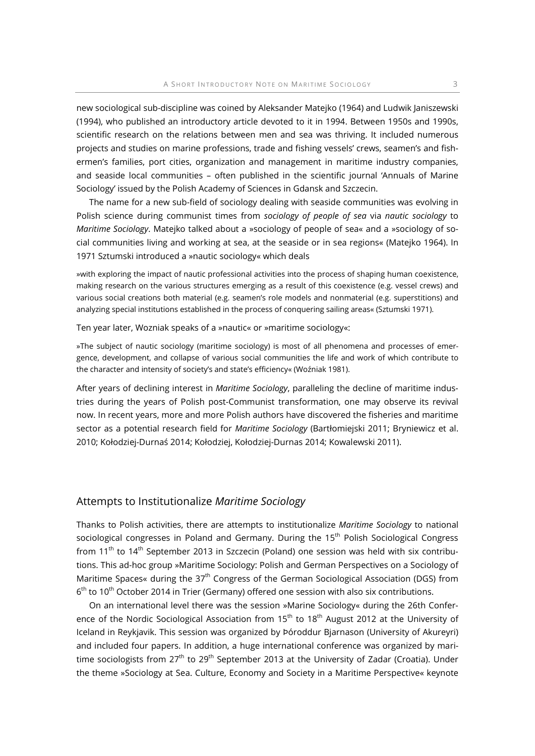new sociological sub-discipline was coined by Aleksander Matejko (1964) and Ludwik Janiszewski (1994), who published an introductory article devoted to it in 1994. Between 1950s and 1990s, scientific research on the relations between men and sea was thriving. It included numerous projects and studies on marine professions, trade and fishing vessels' crews, seamen's and fishermen's families, port cities, organization and management in maritime industry companies, and seaside local communities – often published in the scientific journal 'Annuals of Marine Sociology' issued by the Polish Academy of Sciences in Gdansk and Szczecin.

The name for a new sub-field of sociology dealing with seaside communities was evolving in Polish science during communist times from *sociology of people of sea* via *nautic sociology* to *Maritime Sociology*. Matejko talked about a »sociology of people of sea« and a »sociology of social communities living and working at sea, at the seaside or in sea regions« (Matejko 1964). In 1971 Sztumski introduced a »nautic sociology« which deals

> »with exploring the impact of nautic professional activities into the process of shaping human coexistence, making research on the various structures emerging as a result of this coexistence (e.g. vessel crews) and various social creations both material (e.g. seamen's role models and nonmaterial (e.g. superstitions) and analyzing special institutions established in the process of conquering sailing areas« (Sztumski 1971).

Ten year later, Wozniak speaks of a »nautic« or »maritime sociology«:

> »The subject of nautic sociology (maritime sociology) is most of all phenomena and processes of emergence, development, and collapse of various social communities the life and work of which contribute to the character and intensity of society's and state's efficiency« (Woźniak 1981).

After years of declining interest in *Maritime Sociology*, paralleling the decline of maritime industries during the years of Polish post-Communist transformation, one may observe its revival now. In recent years, more and more Polish authors have discovered the fisheries and maritime sector as a potential research field for *Maritime Sociology* (Bartłomiejski 2011; Bryniewicz et al. 2010; Kołodziej-Durnaś 2014; Kołodziej, Kołodziej-Durnas 2014; Kowalewski 2011).

## Attempts to Institutionalize *Maritime Sociology*

Thanks to Polish activities, there are attempts to institutionalize *Maritime Sociology* to national sociological congresses in Poland and Germany. During the 15th Polish Sociological Congress from 11th to 14th September 2013 in Szczecin (Poland) one session was held with six contributions. This ad-hoc group »Maritime Sociology: Polish and German Perspectives on a Sociology of Maritime Spaces« during the 37th Congress of the German Sociological Association (DGS) from 6th to 10th October 2014 in Trier (Germany) offered one session with also six contributions.

On an international level there was the session »Marine Sociology« during the 26th Conference of the Nordic Sociological Association from 15th to 18th August 2012 at the University of Iceland in Reykjavik. This session was organized by Þóroddur Bjarnason (University of Akureyri) and included four papers. In addition, a huge international conference was organized by maritime sociologists from 27th to 29th September 2013 at the University of Zadar (Croatia). Under the theme »Sociology at Sea. Culture, Economy and Society in a Maritime Perspective« keynote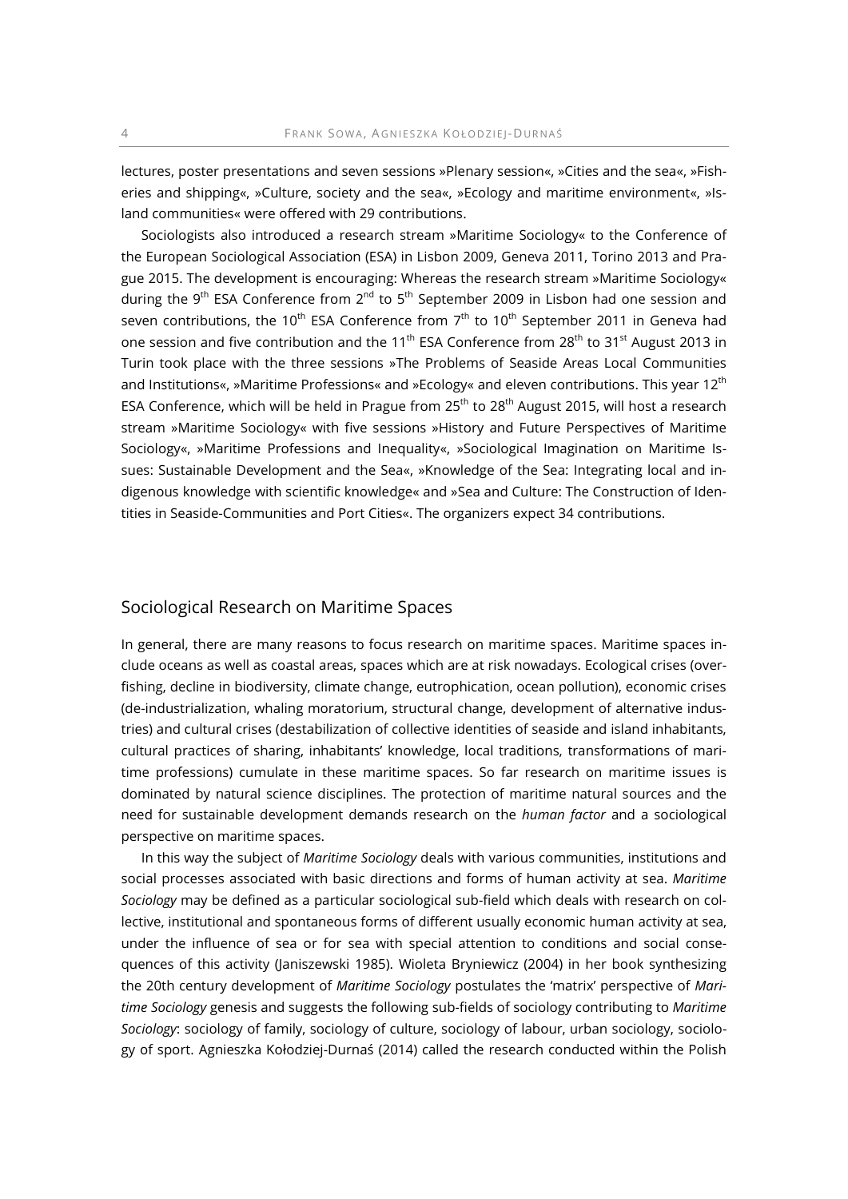lectures, poster presentations and seven sessions »Plenary session«, »Cities and the sea«, »Fisheries and shipping«, »Culture, society and the sea«, »Ecology and maritime environment«, »Island communities« were offered with 29 contributions.

Sociologists also introduced a research stream »Maritime Sociology« to the Conference of the European Sociological Association (ESA) in Lisbon 2009, Geneva 2011, Torino 2013 and Prague 2015. The development is encouraging: Whereas the research stream »Maritime Sociology« during the 9th ESA Conference from 2nd to 5th September 2009 in Lisbon had one session and seven contributions, the 10th ESA Conference from 7th to 10th September 2011 in Geneva had one session and five contribution and the 11th ESA Conference from 28th to 31st August 2013 in Turin took place with the three sessions »The Problems of Seaside Areas Local Communities and Institutions«, »Maritime Professions« and »Ecology« and eleven contributions. This year 12th ESA Conference, which will be held in Prague from 25th to 28th August 2015, will host a research stream »Maritime Sociology« with five sessions »History and Future Perspectives of Maritime Sociology«, »Maritime Professions and Inequality«, »Sociological Imagination on Maritime Issues: Sustainable Development and the Sea«, »Knowledge of the Sea: Integrating local and indigenous knowledge with scientific knowledge« and »Sea and Culture: The Construction of Identities in Seaside-Communities and Port Cities«. The organizers expect 34 contributions.

## Sociological Research on Maritime Spaces

In general, there are many reasons to focus research on maritime spaces. Maritime spaces include oceans as well as coastal areas, spaces which are at risk nowadays. Ecological crises (overfishing, decline in biodiversity, climate change, eutrophication, ocean pollution), economic crises (de-industrialization, whaling moratorium, structural change, development of alternative industries) and cultural crises (destabilization of collective identities of seaside and island inhabitants, cultural practices of sharing, inhabitants' knowledge, local traditions, transformations of maritime professions) cumulate in these maritime spaces. So far research on maritime issues is dominated by natural science disciplines. The protection of maritime natural sources and the need for sustainable development demands research on the *human factor* and a sociological perspective on maritime spaces.

In this way the subject of *Maritime Sociology* deals with various communities, institutions and social processes associated with basic directions and forms of human activity at sea. *Maritime Sociology* may be defined as a particular sociological sub-field which deals with research on collective, institutional and spontaneous forms of different usually economic human activity at sea, under the influence of sea or for sea with special attention to conditions and social consequences of this activity (Janiszewski 1985). Wioleta Bryniewicz (2004) in her book synthesizing the 20th century development of *Maritime Sociology* postulates the 'matrix' perspective of *Maritime Sociology* genesis and suggests the following sub-fields of sociology contributing to *Maritime Sociology*: sociology of family, sociology of culture, sociology of labour, urban sociology, sociology of sport. Agnieszka Kołodziej-Durnaś (2014) called the research conducted within the Polish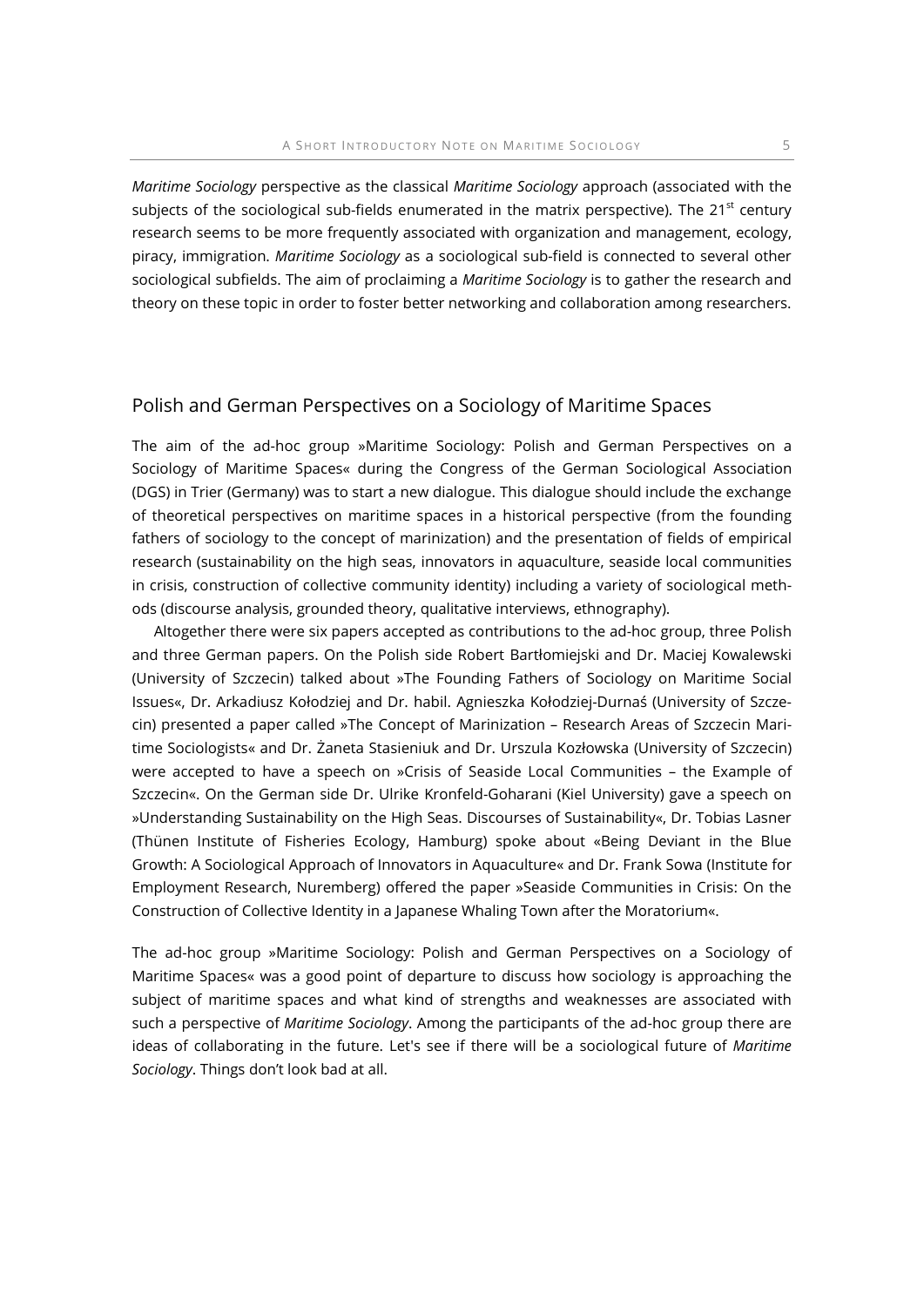*Maritime Sociology* perspective as the classical *Maritime Sociology* approach (associated with the subjects of the sociological sub-fields enumerated in the matrix perspective). The 21$^{st}$ century research seems to be more frequently associated with organization and management, ecology, piracy, immigration. *Maritime Sociology* as a sociological sub-field is connected to several other sociological subfields. The aim of proclaiming a *Maritime Sociology* is to gather the research and theory on these topic in order to foster better networking and collaboration among researchers.

## Polish and German Perspectives on a Sociology of Maritime Spaces

The aim of the ad-hoc group »Maritime Sociology: Polish and German Perspectives on a Sociology of Maritime Spaces« during the Congress of the German Sociological Association (DGS) in Trier (Germany) was to start a new dialogue. This dialogue should include the exchange of theoretical perspectives on maritime spaces in a historical perspective (from the founding fathers of sociology to the concept of marinization) and the presentation of fields of empirical research (sustainability on the high seas, innovators in aquaculture, seaside local communities in crisis, construction of collective community identity) including a variety of sociological methods (discourse analysis, grounded theory, qualitative interviews, ethnography).

Altogether there were six papers accepted as contributions to the ad-hoc group, three Polish and three German papers. On the Polish side Robert Bartłomiejski and Dr. Maciej Kowalewski (University of Szczecin) talked about »The Founding Fathers of Sociology on Maritime Social Issues«, Dr. Arkadiusz Kołodziej and Dr. habil. Agnieszka Kołodziej-Durnaś (University of Szczecin) presented a paper called »The Concept of Marinization – Research Areas of Szczecin Maritime Sociologists« and Dr. Żaneta Stasieniuk and Dr. Urszula Kozłowska (University of Szczecin) were accepted to have a speech on »Crisis of Seaside Local Communities – the Example of Szczecin«. On the German side Dr. Ulrike Kronfeld-Goharani (Kiel University) gave a speech on »Understanding Sustainability on the High Seas. Discourses of Sustainability«, Dr. Tobias Lasner (Thünen Institute of Fisheries Ecology, Hamburg) spoke about «Being Deviant in the Blue Growth: A Sociological Approach of Innovators in Aquaculture« and Dr. Frank Sowa (Institute for Employment Research, Nuremberg) offered the paper »Seaside Communities in Crisis: On the Construction of Collective Identity in a Japanese Whaling Town after the Moratorium«.

The ad-hoc group »Maritime Sociology: Polish and German Perspectives on a Sociology of Maritime Spaces« was a good point of departure to discuss how sociology is approaching the subject of maritime spaces and what kind of strengths and weaknesses are associated with such a perspective of *Maritime Sociology*. Among the participants of the ad-hoc group there are ideas of collaborating in the future. Let's see if there will be a sociological future of *Maritime Sociology*. Things don't look bad at all.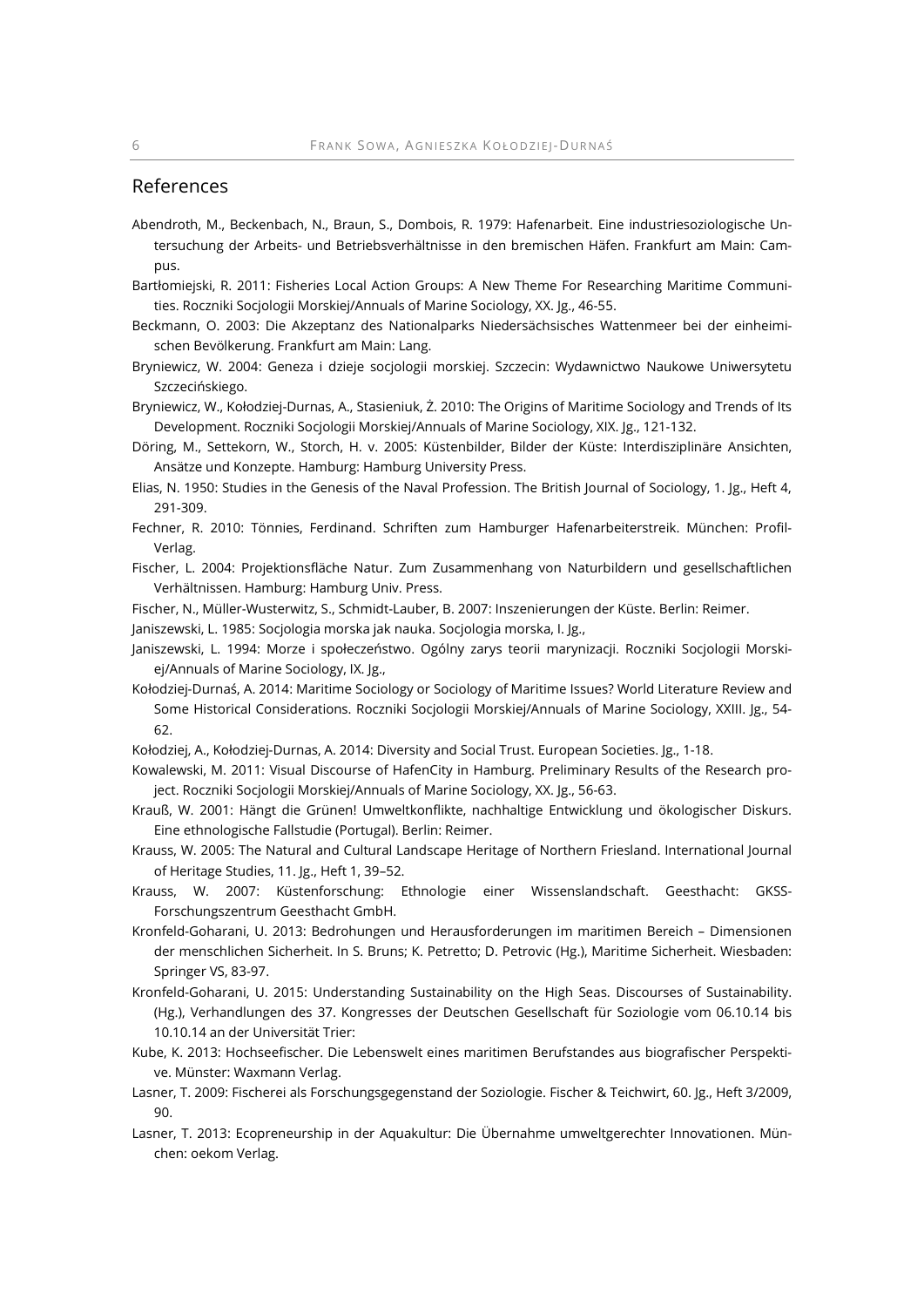## References

Abendroth, M., Beckenbach, N., Braun, S., Dombois, R. 1979: Hafenarbeit. Eine industriesoziologische Untersuchung der Arbeits- und Betriebsverhältnisse in den bremischen Häfen. Frankfurt am Main: Campus.

Bartłomiejski, R. 2011: Fisheries Local Action Groups: A New Theme For Researching Maritime Communities. Roczniki Socjologii Morskiej/Annuals of Marine Sociology, XX. Jg., 46-55.

Beckmann, O. 2003: Die Akzeptanz des Nationalparks Niedersächsisches Wattenmeer bei der einheimischen Bevölkerung. Frankfurt am Main: Lang.

Bryniewicz, W. 2004: Geneza i dzieje socjologii morskiej. Szczecin: Wydawnictwo Naukowe Uniwersytetu Szczecińskiego.

Bryniewicz, W., Kołodziej-Durnas, A., Stasieniuk, Ż. 2010: The Origins of Maritime Sociology and Trends of Its Development. Roczniki Socjologii Morskiej/Annuals of Marine Sociology, XIX. Jg., 121-132.

Döring, M., Settekorn, W., Storch, H. v. 2005: Küstenbilder, Bilder der Küste: Interdisziplinäre Ansichten, Ansätze und Konzepte. Hamburg: Hamburg University Press.

Elias, N. 1950: Studies in the Genesis of the Naval Profession. The British Journal of Sociology, 1. Jg., Heft 4, 291-309.

Fechner, R. 2010: Tönnies, Ferdinand. Schriften zum Hamburger Hafenarbeiterstreik. München: Profil-Verlag.

Fischer, L. 2004: Projektionsfläche Natur. Zum Zusammenhang von Naturbildern und gesellschaftlichen Verhältnissen. Hamburg: Hamburg Univ. Press.

Fischer, N., Müller-Wusterwitz, S., Schmidt-Lauber, B. 2007: Inszenierungen der Küste. Berlin: Reimer.

Janiszewski, L. 1985: Socjologia morska jak nauka. Socjologia morska, I. Jg.,

Janiszewski, L. 1994: Morze i społeczeństwo. Ogólny zarys teorii marynizacji. Roczniki Socjologii Morskiej/Annuals of Marine Sociology, IX. Jg.,

Kołodziej-Durnaś, A. 2014: Maritime Sociology or Sociology of Maritime Issues? World Literature Review and Some Historical Considerations. Roczniki Socjologii Morskiej/Annuals of Marine Sociology, XXIII. Jg., 54-62.

Kołodziej, A., Kołodziej-Durnas, A. 2014: Diversity and Social Trust. European Societies. Jg., 1-18.

Kowalewski, M. 2011: Visual Discourse of HafenCity in Hamburg. Preliminary Results of the Research project. Roczniki Socjologii Morskiej/Annuals of Marine Sociology, XX. Jg., 56-63.

Krauß, W. 2001: Hängt die Grünen! Umweltkonflikte, nachhaltige Entwicklung und ökologischer Diskurs. Eine ethnologische Fallstudie (Portugal). Berlin: Reimer.

Krauss, W. 2005: The Natural and Cultural Landscape Heritage of Northern Friesland. International Journal of Heritage Studies, 11. Jg., Heft 1, 39–52.

Krauss, W. 2007: Küstenforschung: Ethnologie einer Wissenslandschaft. Geesthacht: GKSS-Forschungszentrum Geesthacht GmbH.

Kronfeld-Goharani, U. 2013: Bedrohungen und Herausforderungen im maritimen Bereich – Dimensionen der menschlichen Sicherheit. In S. Bruns; K. Petretto; D. Petrovic (Hg.), Maritime Sicherheit. Wiesbaden: Springer VS, 83-97.

Kronfeld-Goharani, U. 2015: Understanding Sustainability on the High Seas. Discourses of Sustainability. (Hg.), Verhandlungen des 37. Kongresses der Deutschen Gesellschaft für Soziologie vom 06.10.14 bis 10.10.14 an der Universität Trier:

Kube, K. 2013: Hochseefischer. Die Lebenswelt eines maritimen Berufstandes aus biografischer Perspektive. Münster: Waxmann Verlag.

Lasner, T. 2009: Fischerei als Forschungsgegenstand der Soziologie. Fischer & Teichwirt, 60. Jg., Heft 3/2009, 90.

Lasner, T. 2013: Ecopreneurship in der Aquakultur: Die Übernahme umweltgerechter Innovationen. München: oekom Verlag.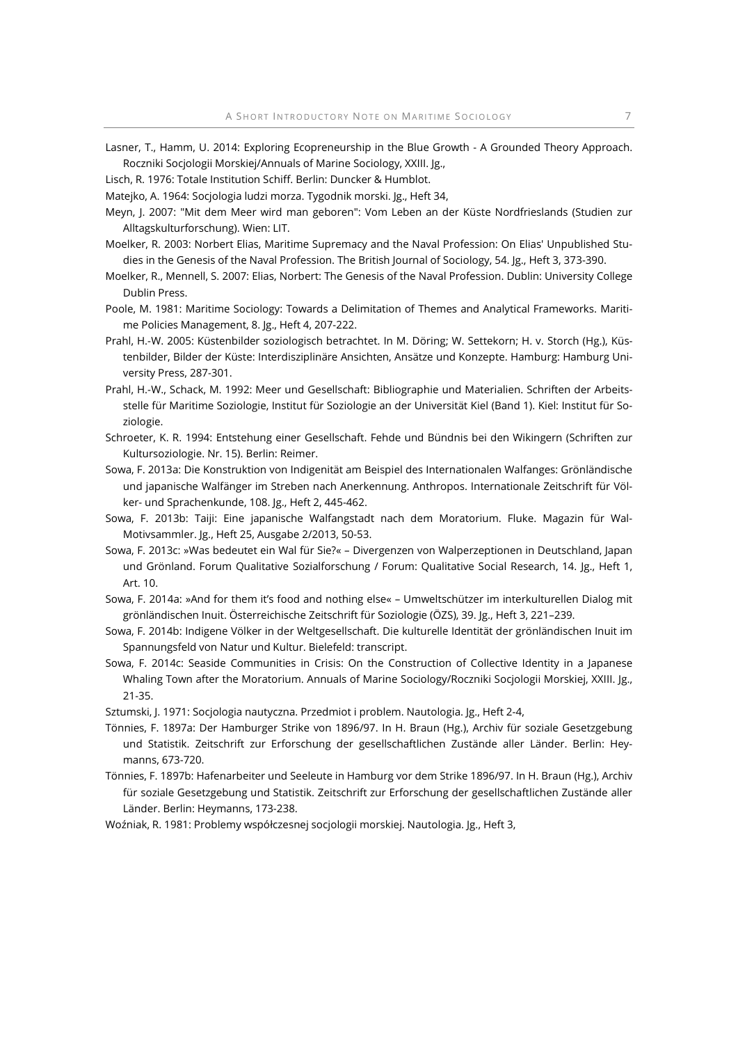Lasner, T., Hamm, U. 2014: Exploring Ecopreneurship in the Blue Growth - A Grounded Theory Approach. Roczniki Socjologii Morskiej/Annuals of Marine Sociology, XXIII. Jg.,

Lisch, R. 1976: Totale Institution Schiff. Berlin: Duncker & Humblot.

Matejko, A. 1964: Socjologia ludzi morza. Tygodnik morski. Jg., Heft 34,

Meyn, J. 2007: "Mit dem Meer wird man geboren": Vom Leben an der Küste Nordfrieslands (Studien zur Alltagskulturforschung). Wien: LIT.

Moelker, R. 2003: Norbert Elias, Maritime Supremacy and the Naval Profession: On Elias' Unpublished Studies in the Genesis of the Naval Profession. The British Journal of Sociology, 54. Jg., Heft 3, 373-390.

Moelker, R., Mennell, S. 2007: Elias, Norbert: The Genesis of the Naval Profession. Dublin: University College Dublin Press.

Poole, M. 1981: Maritime Sociology: Towards a Delimitation of Themes and Analytical Frameworks. Maritime Policies Management, 8. Jg., Heft 4, 207-222.

Prahl, H.-W. 2005: Küstenbilder soziologisch betrachtet. In M. Döring; W. Settekorn; H. v. Storch (Hg.), Küstenbilder, Bilder der Küste: Interdisziplinäre Ansichten, Ansätze und Konzepte. Hamburg: Hamburg University Press, 287-301.

Prahl, H.-W., Schack, M. 1992: Meer und Gesellschaft: Bibliographie und Materialien. Schriften der Arbeitsstelle für Maritime Soziologie, Institut für Soziologie an der Universität Kiel (Band 1). Kiel: Institut für Soziologie.

Schroeter, K. R. 1994: Entstehung einer Gesellschaft. Fehde und Bündnis bei den Wikingern (Schriften zur Kultursoziologie. Nr. 15). Berlin: Reimer.

Sowa, F. 2013a: Die Konstruktion von Indigenität am Beispiel des Internationalen Walfanges: Grönländische und japanische Walfänger im Streben nach Anerkennung. Anthropos. Internationale Zeitschrift für Völker- und Sprachenkunde, 108. Jg., Heft 2, 445-462.

Sowa, F. 2013b: Taiji: Eine japanische Walfangstadt nach dem Moratorium. Fluke. Magazin für Wal-Motivsammler. Jg., Heft 25, Ausgabe 2/2013, 50-53.

Sowa, F. 2013c: »Was bedeutet ein Wal für Sie?« – Divergenzen von Walperzeptionen in Deutschland, Japan und Grönland. Forum Qualitative Sozialforschung / Forum: Qualitative Social Research, 14. Jg., Heft 1, Art. 10.

Sowa, F. 2014a: »And for them it's food and nothing else« – Umweltschützer im interkulturellen Dialog mit grönländischen Inuit. Österreichische Zeitschrift für Soziologie (ÖZS), 39. Jg., Heft 3, 221–239.

Sowa, F. 2014b: Indigene Völker in der Weltgesellschaft. Die kulturelle Identität der grönländischen Inuit im Spannungsfeld von Natur und Kultur. Bielefeld: transcript.

Sowa, F. 2014c: Seaside Communities in Crisis: On the Construction of Collective Identity in a Japanese Whaling Town after the Moratorium. Annuals of Marine Sociology/Roczniki Socjologii Morskiej, XXIII. Jg., 21-35.

Sztumski, J. 1971: Socjologia nautyczna. Przedmiot i problem. Nautologia. Jg., Heft 2-4,

Tönnies, F. 1897a: Der Hamburger Strike von 1896/97. In H. Braun (Hg.), Archiv für soziale Gesetzgebung und Statistik. Zeitschrift zur Erforschung der gesellschaftlichen Zustände aller Länder. Berlin: Heymanns, 673-720.

Tönnies, F. 1897b: Hafenarbeiter und Seeleute in Hamburg vor dem Strike 1896/97. In H. Braun (Hg.), Archiv für soziale Gesetzgebung und Statistik. Zeitschrift zur Erforschung der gesellschaftlichen Zustände aller Länder. Berlin: Heymanns, 173-238.

Woźniak, R. 1981: Problemy współczesnej socjologii morskiej. Nautologia. Jg., Heft 3,